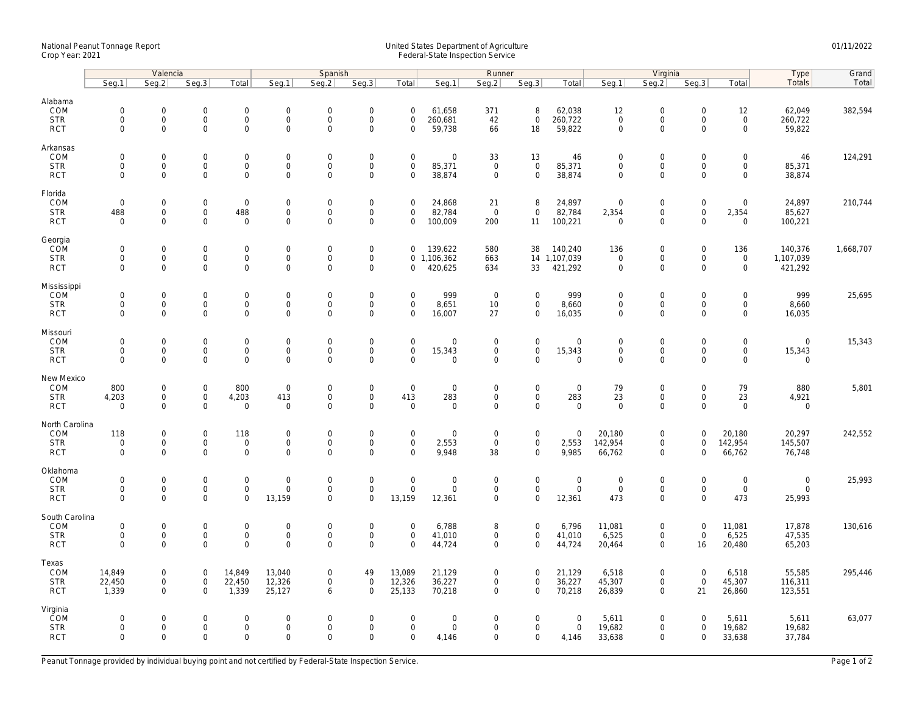National Peanut Tonnage Report
Crop Year: 2021

United States Department of Agriculture
Federal-State Inspection Service

01/11/2022

| | Valencia | | | | Spanish | | | | Runner | | | | Virginia | | | | Type | Grand |
|---|---|---|---|---|---|---|---|---|---|---|---|---|---|---|---|---|---|---|
| | Seg.1 | Seg.2 | Seg.3 | Total | Seg.1 | Seg.2 | Seg.3 | Total | Seg.1 | Seg.2 | Seg.3 | Total | Seg.1 | Seg.2 | Seg.3 | Total | Totals | Total |
| **Alabama** | | | | | | | | | | | | | | | | | | |
| COM | 0 | 0 | 0 | 0 | 0 | 0 | 0 | 0 | 61,658 | 371 | 8 | 62,038 | 12 | 0 | 0 | 12 | 62,049 | 382,594 |
| STR | 0 | 0 | 0 | 0 | 0 | 0 | 0 | 0 | 260,681 | 42 | 0 | 260,722 | 0 | 0 | 0 | 0 | 260,722 | |
| RCT | 0 | 0 | 0 | 0 | 0 | 0 | 0 | 0 | 59,738 | 66 | 18 | 59,822 | 0 | 0 | 0 | 0 | 59,822 | |
| **Arkansas** | | | | | | | | | | | | | | | | | | |
| COM | 0 | 0 | 0 | 0 | 0 | 0 | 0 | 0 | 0 | 33 | 13 | 46 | 0 | 0 | 0 | 0 | 46 | 124,291 |
| STR | 0 | 0 | 0 | 0 | 0 | 0 | 0 | 0 | 85,371 | 0 | 0 | 85,371 | 0 | 0 | 0 | 0 | 85,371 | |
| RCT | 0 | 0 | 0 | 0 | 0 | 0 | 0 | 0 | 38,874 | 0 | 0 | 38,874 | 0 | 0 | 0 | 0 | 38,874 | |
| **Florida** | | | | | | | | | | | | | | | | | | |
| COM | 0 | 0 | 0 | 0 | 0 | 0 | 0 | 0 | 24,868 | 21 | 8 | 24,897 | 0 | 0 | 0 | 0 | 24,897 | 210,744 |
| STR | 488 | 0 | 0 | 488 | 0 | 0 | 0 | 0 | 82,784 | 0 | 0 | 82,784 | 2,354 | 0 | 0 | 2,354 | 85,627 | |
| RCT | 0 | 0 | 0 | 0 | 0 | 0 | 0 | 0 | 100,009 | 200 | 11 | 100,221 | 0 | 0 | 0 | 0 | 100,221 | |
| **Georgia** | | | | | | | | | | | | | | | | | | |
| COM | 0 | 0 | 0 | 0 | 0 | 0 | 0 | 0 | 139,622 | 580 | 38 | 140,240 | 136 | 0 | 0 | 136 | 140,376 | 1,668,707 |
| STR | 0 | 0 | 0 | 0 | 0 | 0 | 0 | 0 | 1,106,362 | 663 | 14 | 1,107,039 | 0 | 0 | 0 | 0 | 1,107,039 | |
| RCT | 0 | 0 | 0 | 0 | 0 | 0 | 0 | 0 | 420,625 | 634 | 33 | 421,292 | 0 | 0 | 0 | 0 | 421,292 | |
| **Mississippi** | | | | | | | | | | | | | | | | | | |
| COM | 0 | 0 | 0 | 0 | 0 | 0 | 0 | 0 | 999 | 0 | 0 | 999 | 0 | 0 | 0 | 0 | 999 | 25,695 |
| STR | 0 | 0 | 0 | 0 | 0 | 0 | 0 | 0 | 8,651 | 10 | 0 | 8,660 | 0 | 0 | 0 | 0 | 8,660 | |
| RCT | 0 | 0 | 0 | 0 | 0 | 0 | 0 | 0 | 16,007 | 27 | 0 | 16,035 | 0 | 0 | 0 | 0 | 16,035 | |
| **Missouri** | | | | | | | | | | | | | | | | | | |
| COM | 0 | 0 | 0 | 0 | 0 | 0 | 0 | 0 | 0 | 0 | 0 | 0 | 0 | 0 | 0 | 0 | 0 | 15,343 |
| STR | 0 | 0 | 0 | 0 | 0 | 0 | 0 | 0 | 15,343 | 0 | 0 | 15,343 | 0 | 0 | 0 | 0 | 15,343 | |
| RCT | 0 | 0 | 0 | 0 | 0 | 0 | 0 | 0 | 0 | 0 | 0 | 0 | 0 | 0 | 0 | 0 | 0 | |
| **New Mexico** | | | | | | | | | | | | | | | | | | |
| COM | 800 | 0 | 0 | 800 | 0 | 0 | 0 | 0 | 0 | 0 | 0 | 0 | 79 | 0 | 0 | 79 | 880 | 5,801 |
| STR | 4,203 | 0 | 0 | 4,203 | 413 | 0 | 0 | 413 | 283 | 0 | 0 | 283 | 23 | 0 | 0 | 23 | 4,921 | |
| RCT | 0 | 0 | 0 | 0 | 0 | 0 | 0 | 0 | 0 | 0 | 0 | 0 | 0 | 0 | 0 | 0 | 0 | |
| **North Carolina** | | | | | | | | | | | | | | | | | | |
| COM | 118 | 0 | 0 | 118 | 0 | 0 | 0 | 0 | 0 | 0 | 0 | 0 | 20,180 | 0 | 0 | 20,180 | 20,297 | 242,552 |
| STR | 0 | 0 | 0 | 0 | 0 | 0 | 0 | 0 | 2,553 | 0 | 0 | 2,553 | 142,954 | 0 | 0 | 142,954 | 145,507 | |
| RCT | 0 | 0 | 0 | 0 | 0 | 0 | 0 | 0 | 9,948 | 38 | 0 | 9,985 | 66,762 | 0 | 0 | 66,762 | 76,748 | |
| **Oklahoma** | | | | | | | | | | | | | | | | | | |
| COM | 0 | 0 | 0 | 0 | 0 | 0 | 0 | 0 | 0 | 0 | 0 | 0 | 0 | 0 | 0 | 0 | 0 | 25,993 |
| STR | 0 | 0 | 0 | 0 | 0 | 0 | 0 | 0 | 0 | 0 | 0 | 0 | 0 | 0 | 0 | 0 | 0 | |
| RCT | 0 | 0 | 0 | 0 | 13,159 | 0 | 0 | 13,159 | 12,361 | 0 | 0 | 12,361 | 473 | 0 | 0 | 473 | 25,993 | |
| **South Carolina** | | | | | | | | | | | | | | | | | | |
| COM | 0 | 0 | 0 | 0 | 0 | 0 | 0 | 0 | 6,788 | 8 | 0 | 6,796 | 11,081 | 0 | 0 | 11,081 | 17,878 | 130,616 |
| STR | 0 | 0 | 0 | 0 | 0 | 0 | 0 | 0 | 41,010 | 0 | 0 | 41,010 | 6,525 | 0 | 0 | 6,525 | 47,535 | |
| RCT | 0 | 0 | 0 | 0 | 0 | 0 | 0 | 0 | 44,724 | 0 | 0 | 44,724 | 20,464 | 0 | 16 | 20,480 | 65,203 | |
| **Texas** | | | | | | | | | | | | | | | | | | |
| COM | 14,849 | 0 | 0 | 14,849 | 13,040 | 0 | 49 | 13,089 | 21,129 | 0 | 0 | 21,129 | 6,518 | 0 | 0 | 6,518 | 55,585 | 295,446 |
| STR | 22,450 | 0 | 0 | 22,450 | 12,326 | 0 | 0 | 12,326 | 36,227 | 0 | 0 | 36,227 | 45,307 | 0 | 0 | 45,307 | 116,311 | |
| RCT | 1,339 | 0 | 0 | 1,339 | 25,127 | 6 | 0 | 25,133 | 70,218 | 0 | 0 | 70,218 | 26,839 | 0 | 21 | 26,860 | 123,551 | |
| **Virginia** | | | | | | | | | | | | | | | | | | |
| COM | 0 | 0 | 0 | 0 | 0 | 0 | 0 | 0 | 0 | 0 | 0 | 0 | 5,611 | 0 | 0 | 5,611 | 5,611 | 63,077 |
| STR | 0 | 0 | 0 | 0 | 0 | 0 | 0 | 0 | 0 | 0 | 0 | 0 | 19,682 | 0 | 0 | 19,682 | 19,682 | |
| RCT | 0 | 0 | 0 | 0 | 0 | 0 | 0 | 0 | 4,146 | 0 | 0 | 4,146 | 33,638 | 0 | 0 | 33,638 | 37,784 | |

Peanut Tonnage provided by individual buying point and not certified by Federal-State Inspection Service.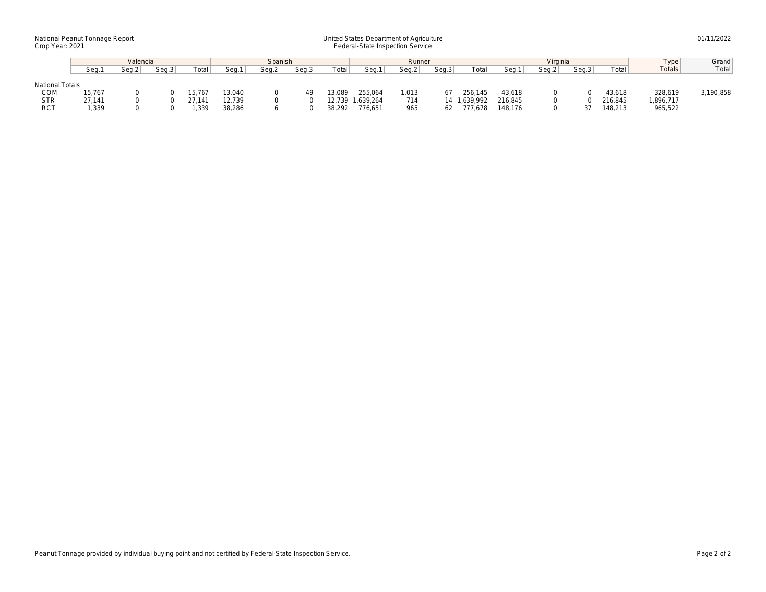National Peanut Tonnage Report
Crop Year: 2021

United States Department of Agriculture
Federal-State Inspection Service

01/11/2022

| | Valencia | | | | Spanish | | | | Runner | | | | Virginia | | | | Type | Grand |
|---|---|---|---|---|---|---|---|---|---|---|---|---|---|---|---|---|---|---|
| | Seg.1 | Seg.2 | Seg.3 | Total | Seg.1 | Seg.2 | Seg.3 | Total | Seg.1 | Seg.2 | Seg.3 | Total | Seg.1 | Seg.2 | Seg.3 | Total | Totals | Total |
| National Totals | | | | | | | | | | | | | | | | | | |
| COM | 15,767 | 0 | 0 | 15,767 | 13,040 | 0 | 49 | 13,089 | 255,064 | 1,013 | 67 | 256,145 | 43,618 | 0 | 0 | 43,618 | 328,619 | 3,190,858 |
| STR | 27,141 | 0 | 0 | 27,141 | 12,739 | 0 | 0 | 12,739 | 1,639,264 | 714 | 14 | 1,639,992 | 216,845 | 0 | 0 | 216,845 | 1,896,717 | |
| RCT | 1,339 | 0 | 0 | 1,339 | 38,286 | 6 | 0 | 38,292 | 776,651 | 965 | 62 | 777,678 | 148,176 | 0 | 37 | 148,213 | 965,522 | |

Peanut Tonnage provided by individual buying point and not certified by Federal-State Inspection Service.